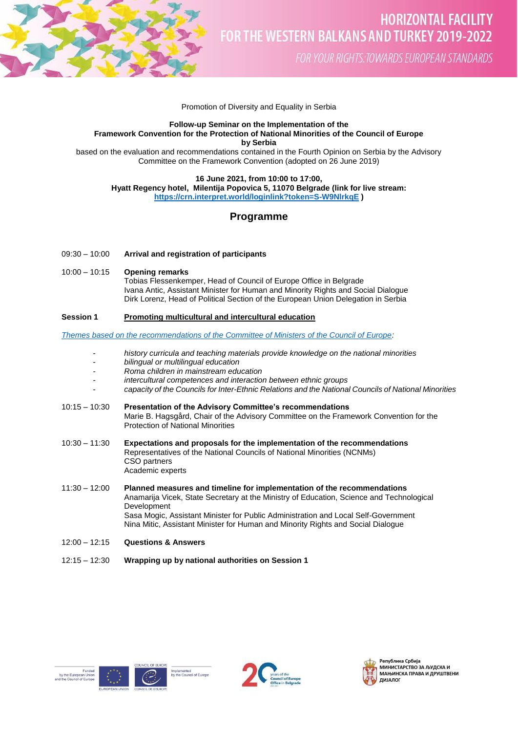# HORIZONTAL FACILITY FOR THE WESTERN BALKANS AND TURKEY 2019-2022

*FOR YOUR RIGHTS: TOWARDS EUROPEAN STANDARDS*

Promotion of Diversity and Equality in Serbia

**Follow-up Seminar on the Implementation of the Framework Convention for the Protection of National Minorities of the Council of Europe by Serbia**

based on the evaluation and recommendations contained in the Fourth Opinion on Serbia by the Advisory Committee on the Framework Convention (adopted on 26 June 2019)

**16 June 2021, from 10:00 to 17:00,**
**Hyatt Regency hotel, Milentija Popovica 5, 11070 Belgrade (link for live stream: https://crn.interpret.world/loginlink?token=S-W9NlrkqE )**

## Programme

09:30 – 10:00 **Arrival and registration of participants**

10:00 – 10:15 **Opening remarks**
Tobias Flessenkemper, Head of Council of Europe Office in Belgrade
Ivana Antic, Assistant Minister for Human and Minority Rights and Social Dialogue
Dirk Lorenz, Head of Political Section of the European Union Delegation in Serbia

**Session 1** **Promoting multicultural and intercultural education**

*Themes based on the recommendations of the Committee of Ministers of the Council of Europe:*

- *history curricula and teaching materials provide knowledge on the national minorities*
- *bilingual or multilingual education*
- *Roma children in mainstream education*
- *intercultural competences and interaction between ethnic groups*
- *capacity of the Councils for Inter-Ethnic Relations and the National Councils of National Minorities*

10:15 – 10:30 **Presentation of the Advisory Committee's recommendations**
Marie B. Hagsgård, Chair of the Advisory Committee on the Framework Convention for the Protection of National Minorities

10:30 – 11:30 **Expectations and proposals for the implementation of the recommendations**
Representatives of the National Councils of National Minorities (NCNMs)
CSO partners
Academic experts

11:30 – 12:00 **Planned measures and timeline for implementation of the recommendations**
Anamarija Vicek, State Secretary at the Ministry of Education, Science and Technological Development
Sasa Mogic, Assistant Minister for Public Administration and Local Self-Government
Nina Mitic, Assistant Minister for Human and Minority Rights and Social Dialogue

12:00 – 12:15 **Questions & Answers**

12:15 – 12:30 **Wrapping up by national authorities on Session 1**

Funded by the European Union and the Council of Europe — EUROPEAN UNION — COUNCIL OF EUROPE / CONSEIL DE L'EUROPE — Implemented by the Council of Europe

20 years of the Council of Europe Office in Belgrade

Република Србија
МИНИСТАРСТВО ЗА ЉУДСКА И МАЊИНСКА ПРАВА И ДРУШТВЕНИ ДИЈАЛОГ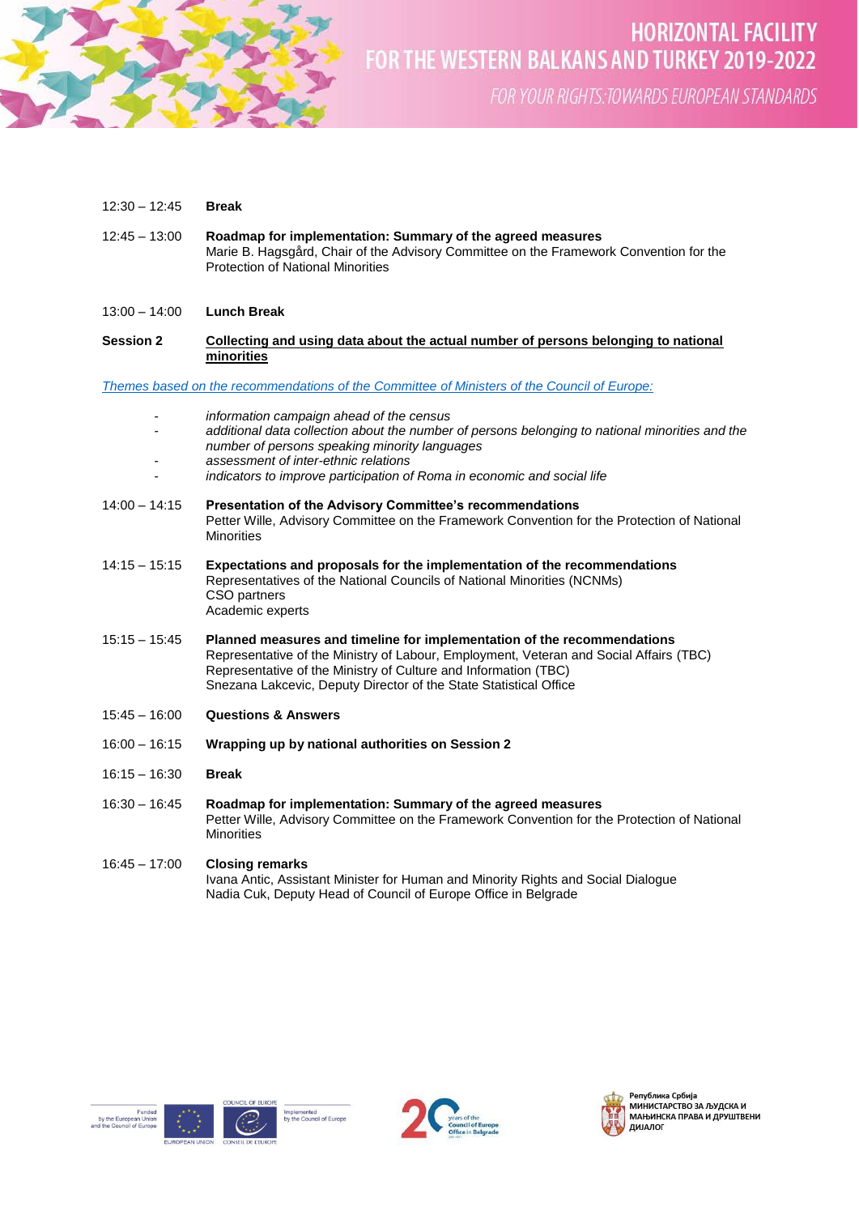12:30 – 12:45 **Break**

12:45 – 13:00 **Roadmap for implementation: Summary of the agreed measures**
Marie B. Hagsgård, Chair of the Advisory Committee on the Framework Convention for the Protection of National Minorities

13:00 – 14:00 **Lunch Break**

**Session 2** **Collecting and using data about the actual number of persons belonging to national minorities**

*Themes based on the recommendations of the Committee of Ministers of the Council of Europe:*

- *information campaign ahead of the census*
- *additional data collection about the number of persons belonging to national minorities and the number of persons speaking minority languages*
- *assessment of inter-ethnic relations*
- *indicators to improve participation of Roma in economic and social life*

14:00 – 14:15 **Presentation of the Advisory Committee's recommendations**
Petter Wille, Advisory Committee on the Framework Convention for the Protection of National Minorities

14:15 – 15:15 **Expectations and proposals for the implementation of the recommendations**
Representatives of the National Councils of National Minorities (NCNMs)
CSO partners
Academic experts

15:15 – 15:45 **Planned measures and timeline for implementation of the recommendations**
Representative of the Ministry of Labour, Employment, Veteran and Social Affairs (TBC)
Representative of the Ministry of Culture and Information (TBC)
Snezana Lakcevic, Deputy Director of the State Statistical Office

15:45 – 16:00 **Questions & Answers**

16:00 – 16:15 **Wrapping up by national authorities on Session 2**

16:15 – 16:30 **Break**

16:30 – 16:45 **Roadmap for implementation: Summary of the agreed measures**
Petter Wille, Advisory Committee on the Framework Convention for the Protection of National Minorities

16:45 – 17:00 **Closing remarks**
Ivana Antic, Assistant Minister for Human and Minority Rights and Social Dialogue
Nadia Cuk, Deputy Head of Council of Europe Office in Belgrade

Funded by the European Union and the Council of Europe

Implemented by the Council of Europe

20 years of the Council of Europe Office in Belgrade

Република Србија
МИНИСТАРСТВО ЗА ЉУДСКА И МАЊИНСКА ПРАВА И ДРУШТВЕНИ ДИЈАЛОГ